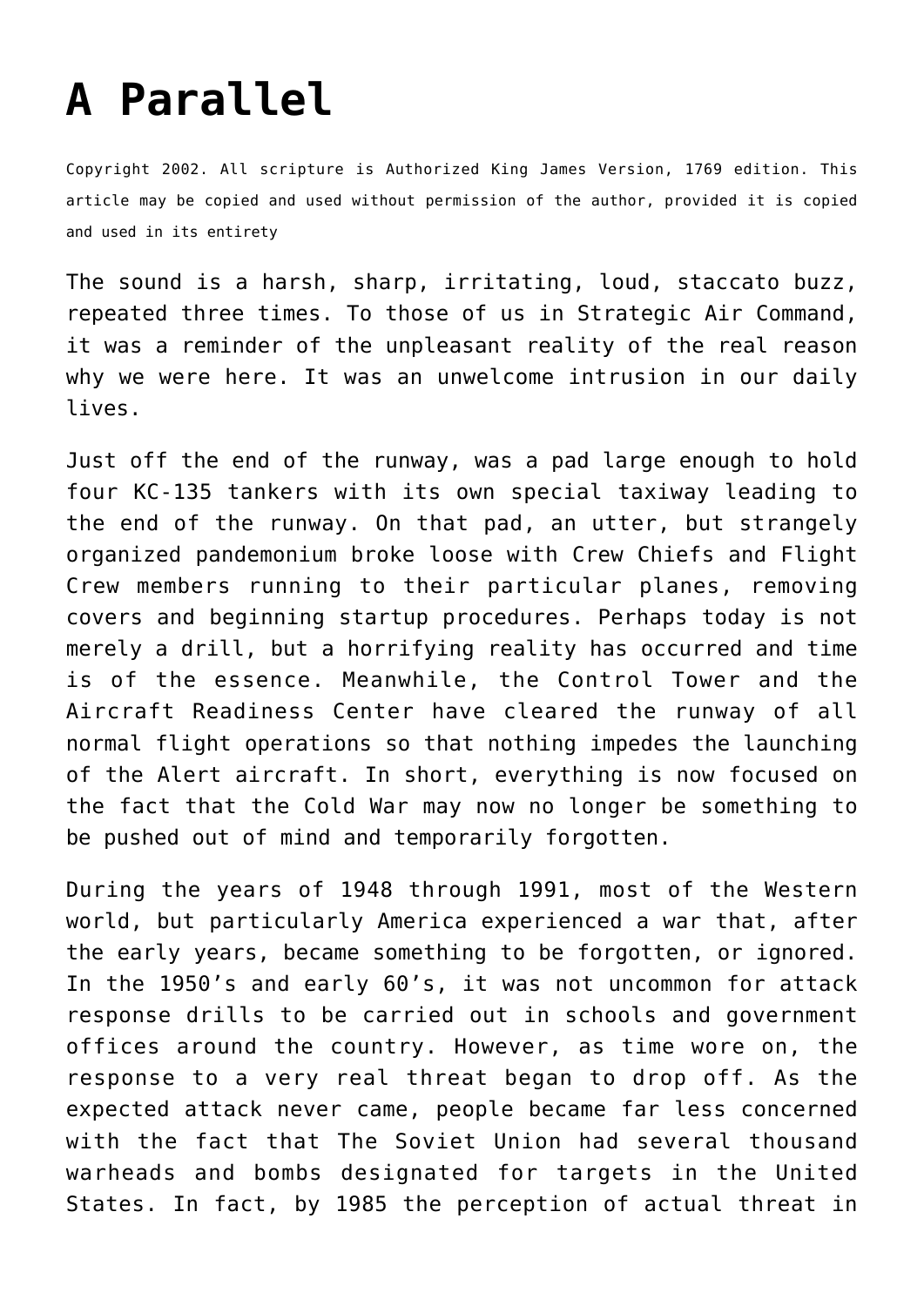# A Parallel

Copyright 2002. All scripture is Authorized King James Version, 1769 edition. This article may be copied and used without permission of the author, provided it is copied and used in its entirety

The sound is a harsh, sharp, irritating, loud, staccato buzz, repeated three times. To those of us in Strategic Air Command, it was a reminder of the unpleasant reality of the real reason why we were here. It was an unwelcome intrusion in our daily lives.

Just off the end of the runway, was a pad large enough to hold four KC-135 tankers with its own special taxiway leading to the end of the runway. On that pad, an utter, but strangely organized pandemonium broke loose with Crew Chiefs and Flight Crew members running to their particular planes, removing covers and beginning startup procedures. Perhaps today is not merely a drill, but a horrifying reality has occurred and time is of the essence. Meanwhile, the Control Tower and the Aircraft Readiness Center have cleared the runway of all normal flight operations so that nothing impedes the launching of the Alert aircraft. In short, everything is now focused on the fact that the Cold War may now no longer be something to be pushed out of mind and temporarily forgotten.

During the years of 1948 through 1991, most of the Western world, but particularly America experienced a war that, after the early years, became something to be forgotten, or ignored. In the 1950's and early 60's, it was not uncommon for attack response drills to be carried out in schools and government offices around the country. However, as time wore on, the response to a very real threat began to drop off. As the expected attack never came, people became far less concerned with the fact that The Soviet Union had several thousand warheads and bombs designated for targets in the United States. In fact, by 1985 the perception of actual threat in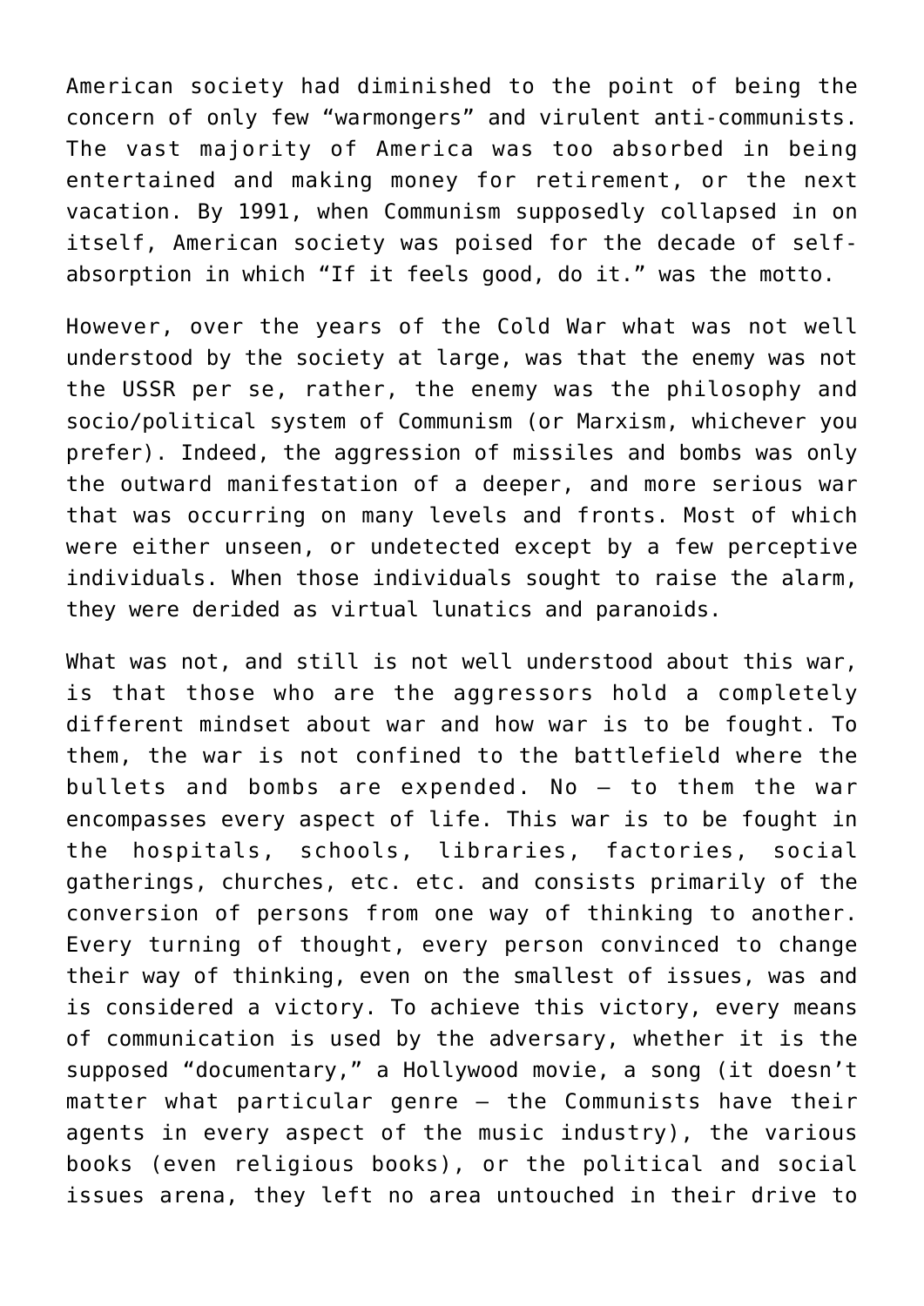American society had diminished to the point of being the concern of only few "warmongers" and virulent anti-communists. The vast majority of America was too absorbed in being entertained and making money for retirement, or the next vacation. By 1991, when Communism supposedly collapsed in on itself, American society was poised for the decade of self-absorption in which "If it feels good, do it." was the motto.

However, over the years of the Cold War what was not well understood by the society at large, was that the enemy was not the USSR per se, rather, the enemy was the philosophy and socio/political system of Communism (or Marxism, whichever you prefer). Indeed, the aggression of missiles and bombs was only the outward manifestation of a deeper, and more serious war that was occurring on many levels and fronts. Most of which were either unseen, or undetected except by a few perceptive individuals. When those individuals sought to raise the alarm, they were derided as virtual lunatics and paranoids.

What was not, and still is not well understood about this war, is that those who are the aggressors hold a completely different mindset about war and how war is to be fought. To them, the war is not confined to the battlefield where the bullets and bombs are expended. No – to them the war encompasses every aspect of life. This war is to be fought in the hospitals, schools, libraries, factories, social gatherings, churches, etc. etc. and consists primarily of the conversion of persons from one way of thinking to another. Every turning of thought, every person convinced to change their way of thinking, even on the smallest of issues, was and is considered a victory. To achieve this victory, every means of communication is used by the adversary, whether it is the supposed "documentary," a Hollywood movie, a song (it doesn't matter what particular genre – the Communists have their agents in every aspect of the music industry), the various books (even religious books), or the political and social issues arena, they left no area untouched in their drive to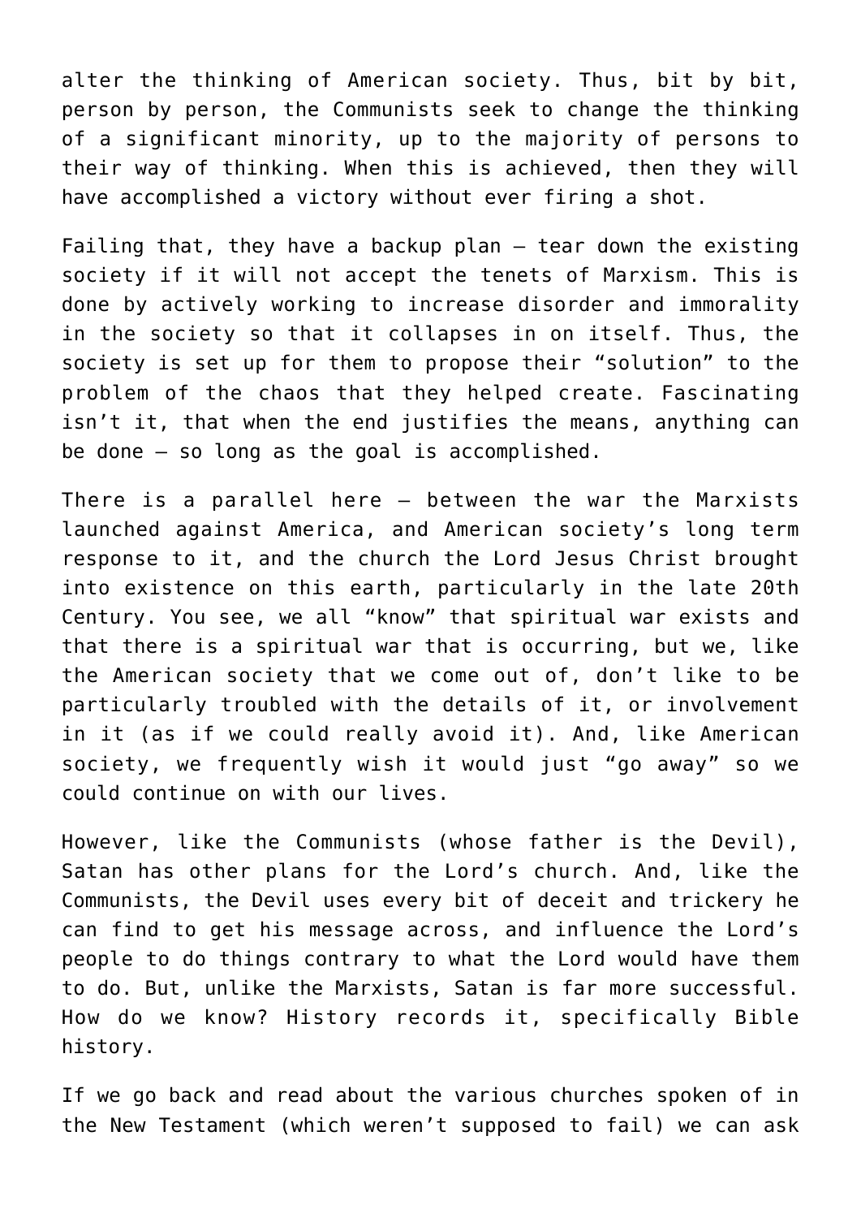alter the thinking of American society. Thus, bit by bit, person by person, the Communists seek to change the thinking of a significant minority, up to the majority of persons to their way of thinking. When this is achieved, then they will have accomplished a victory without ever firing a shot.

Failing that, they have a backup plan – tear down the existing society if it will not accept the tenets of Marxism. This is done by actively working to increase disorder and immorality in the society so that it collapses in on itself. Thus, the society is set up for them to propose their "solution" to the problem of the chaos that they helped create. Fascinating isn't it, that when the end justifies the means, anything can be done – so long as the goal is accomplished.

There is a parallel here – between the war the Marxists launched against America, and American society's long term response to it, and the church the Lord Jesus Christ brought into existence on this earth, particularly in the late 20th Century. You see, we all "know" that spiritual war exists and that there is a spiritual war that is occurring, but we, like the American society that we come out of, don't like to be particularly troubled with the details of it, or involvement in it (as if we could really avoid it). And, like American society, we frequently wish it would just "go away" so we could continue on with our lives.

However, like the Communists (whose father is the Devil), Satan has other plans for the Lord's church. And, like the Communists, the Devil uses every bit of deceit and trickery he can find to get his message across, and influence the Lord's people to do things contrary to what the Lord would have them to do. But, unlike the Marxists, Satan is far more successful. How do we know? History records it, specifically Bible history.

If we go back and read about the various churches spoken of in the New Testament (which weren't supposed to fail) we can ask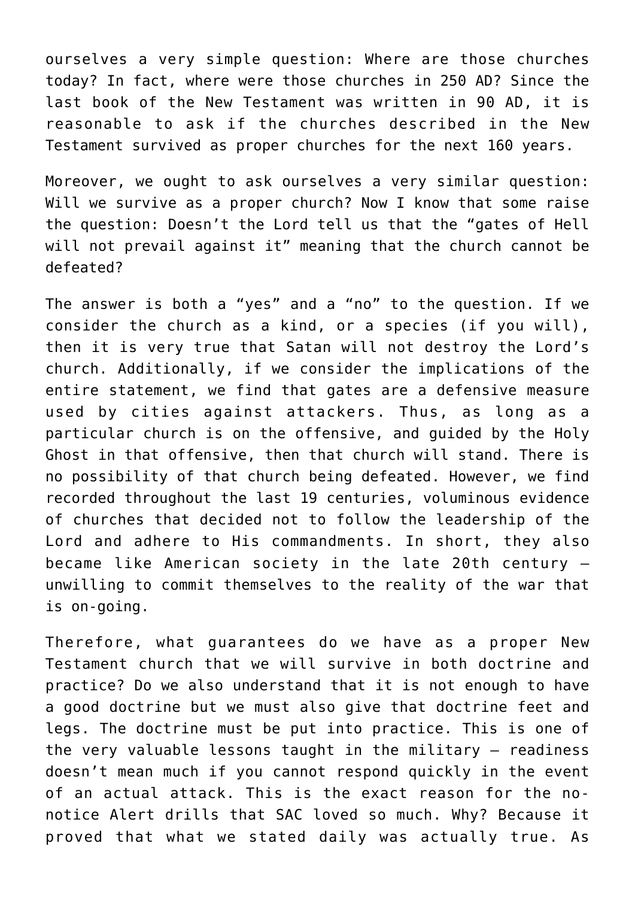ourselves a very simple question: Where are those churches today? In fact, where were those churches in 250 AD? Since the last book of the New Testament was written in 90 AD, it is reasonable to ask if the churches described in the New Testament survived as proper churches for the next 160 years.

Moreover, we ought to ask ourselves a very similar question: Will we survive as a proper church? Now I know that some raise the question: Doesn't the Lord tell us that the "gates of Hell will not prevail against it" meaning that the church cannot be defeated?

The answer is both a "yes" and a "no" to the question. If we consider the church as a kind, or a species (if you will), then it is very true that Satan will not destroy the Lord's church. Additionally, if we consider the implications of the entire statement, we find that gates are a defensive measure used by cities against attackers. Thus, as long as a particular church is on the offensive, and guided by the Holy Ghost in that offensive, then that church will stand. There is no possibility of that church being defeated. However, we find recorded throughout the last 19 centuries, voluminous evidence of churches that decided not to follow the leadership of the Lord and adhere to His commandments. In short, they also became like American society in the late 20th century – unwilling to commit themselves to the reality of the war that is on-going.

Therefore, what guarantees do we have as a proper New Testament church that we will survive in both doctrine and practice? Do we also understand that it is not enough to have a good doctrine but we must also give that doctrine feet and legs. The doctrine must be put into practice. This is one of the very valuable lessons taught in the military – readiness doesn't mean much if you cannot respond quickly in the event of an actual attack. This is the exact reason for the no-notice Alert drills that SAC loved so much. Why? Because it proved that what we stated daily was actually true. As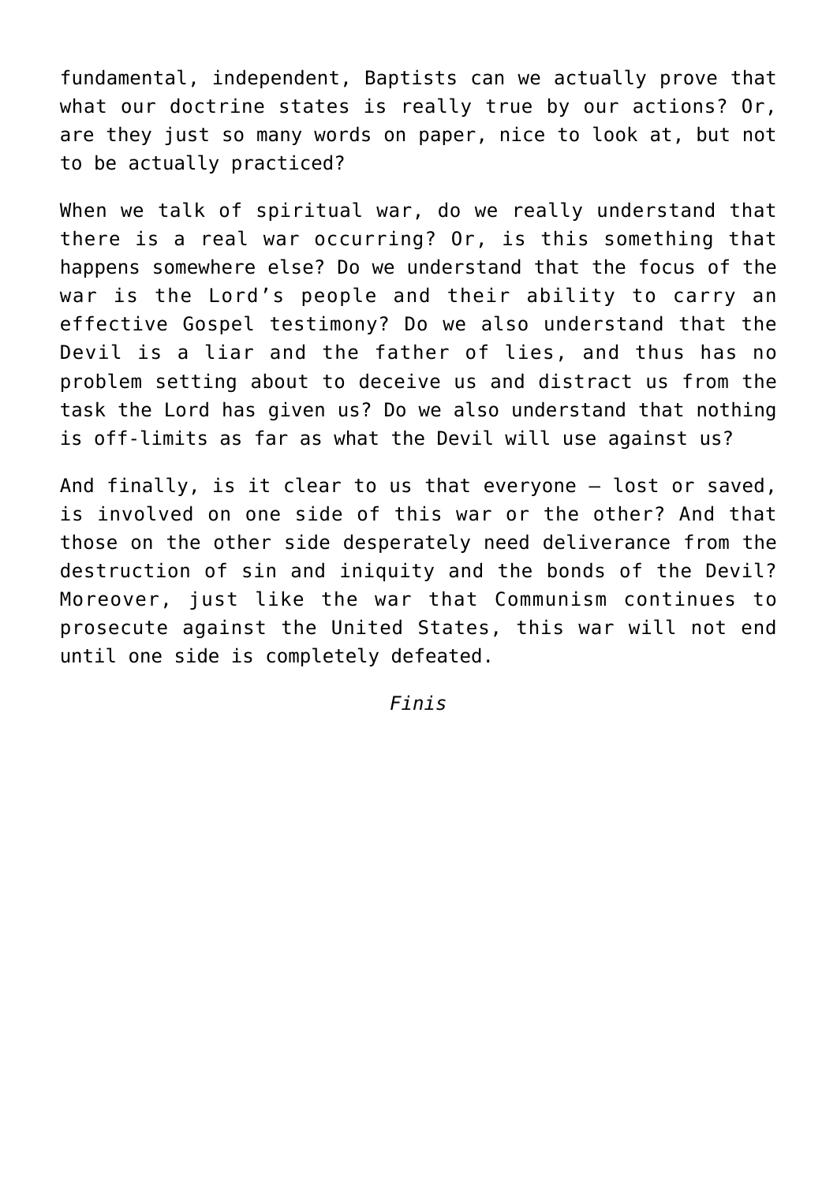fundamental, independent, Baptists can we actually prove that what our doctrine states is really true by our actions? Or, are they just so many words on paper, nice to look at, but not to be actually practiced?

When we talk of spiritual war, do we really understand that there is a real war occurring? Or, is this something that happens somewhere else? Do we understand that the focus of the war is the Lord's people and their ability to carry an effective Gospel testimony? Do we also understand that the Devil is a liar and the father of lies, and thus has no problem setting about to deceive us and distract us from the task the Lord has given us? Do we also understand that nothing is off-limits as far as what the Devil will use against us?

And finally, is it clear to us that everyone – lost or saved, is involved on one side of this war or the other? And that those on the other side desperately need deliverance from the destruction of sin and iniquity and the bonds of the Devil? Moreover, just like the war that Communism continues to prosecute against the United States, this war will not end until one side is completely defeated.

*Finis*